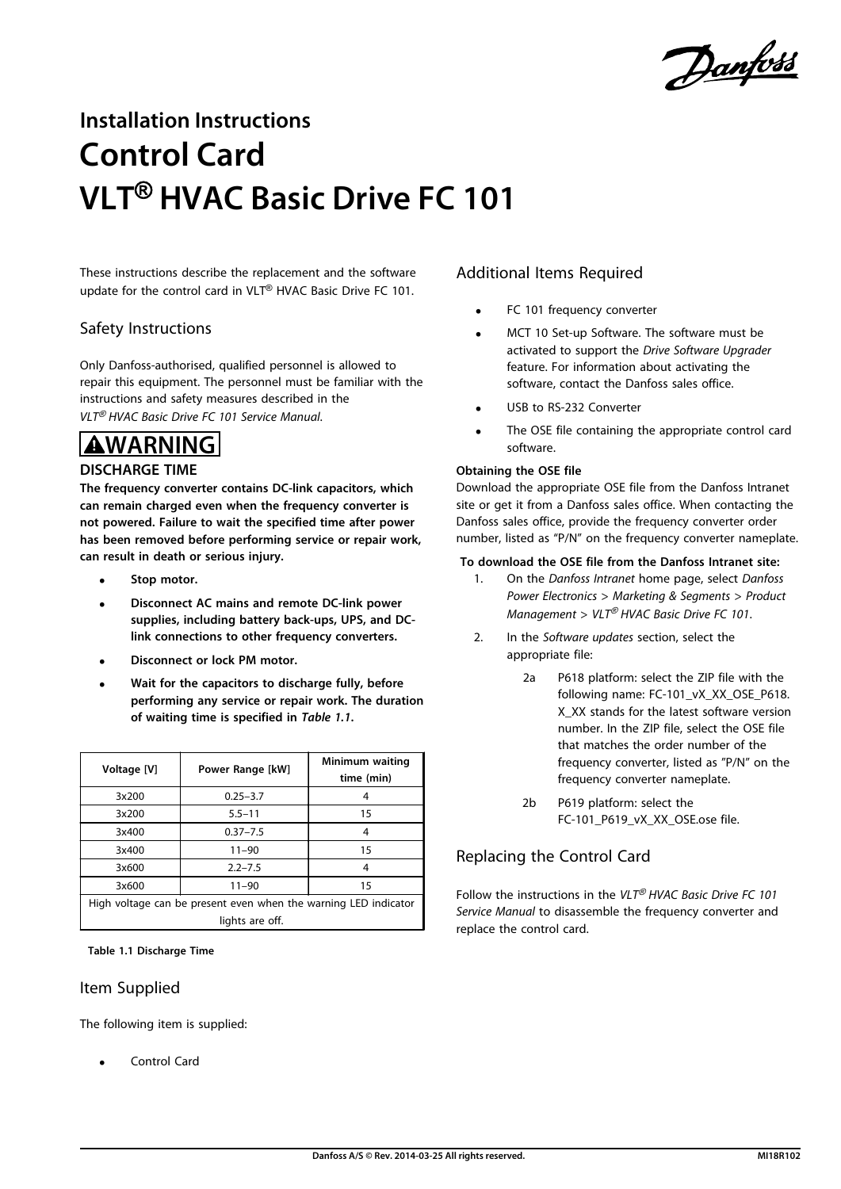Installation Instructions

# Control Card VLT® HVAC Basic Drive FC 101

These instructions describe the replacement and the software update for the control card in VLT® HVAC Basic Drive FC 101.

## Safety Instructions

Only Danfoss-authorised, qualified personnel is allowed to repair this equipment. The personnel must be familiar with the instructions and safety measures described in the *VLT® HVAC Basic Drive FC 101 Service Manual.*

**WARNING**

**DISCHARGE TIME**

**The frequency converter contains DC-link capacitors, which can remain charged even when the frequency converter is not powered. Failure to wait the specified time after power has been removed before performing service or repair work, can result in death or serious injury.**

- **Stop motor.**
- **Disconnect AC mains and remote DC-link power supplies, including battery back-ups, UPS, and DC-link connections to other frequency converters.**
- **Disconnect or lock PM motor.**
- **Wait for the capacitors to discharge fully, before performing any service or repair work. The duration of waiting time is specified in *Table 1.1*.**

| Voltage [V] | Power Range [kW] | Minimum waiting time (min) |
|---|---|---|
| 3x200 | 0.25–3.7 | 4 |
| 3x200 | 5.5–11 | 15 |
| 3x400 | 0.37–7.5 | 4 |
| 3x400 | 11–90 | 15 |
| 3x600 | 2.2–7.5 | 4 |
| 3x600 | 11–90 | 15 |
| High voltage can be present even when the warning LED indicator lights are off. | | |

**Table 1.1 Discharge Time**

## Item Supplied

The following item is supplied:

- Control Card

## Additional Items Required

- FC 101 frequency converter
- MCT 10 Set-up Software. The software must be activated to support the *Drive Software Upgrader* feature. For information about activating the software, contact the Danfoss sales office.
- USB to RS-232 Converter
- The OSE file containing the appropriate control card software.

**Obtaining the OSE file**

Download the appropriate OSE file from the Danfoss Intranet site or get it from a Danfoss sales office. When contacting the Danfoss sales office, provide the frequency converter order number, listed as "P/N" on the frequency converter nameplate.

**To download the OSE file from the Danfoss Intranet site:**

1. On the *Danfoss Intranet* home page, select *Danfoss Power Electronics > Marketing & Segments > Product Management > VLT® HVAC Basic Drive FC 101*.
2. In the *Software updates* section, select the appropriate file:
   - 2a P618 platform: select the ZIP file with the following name: FC-101_vX_XX_OSE_P618. X_XX stands for the latest software version number. In the ZIP file, select the OSE file that matches the order number of the frequency converter, listed as "P/N" on the frequency converter nameplate.
   - 2b P619 platform: select the FC-101_P619_vX_XX_OSE.ose file.

## Replacing the Control Card

Follow the instructions in the *VLT® HVAC Basic Drive FC 101 Service Manual* to disassemble the frequency converter and replace the control card.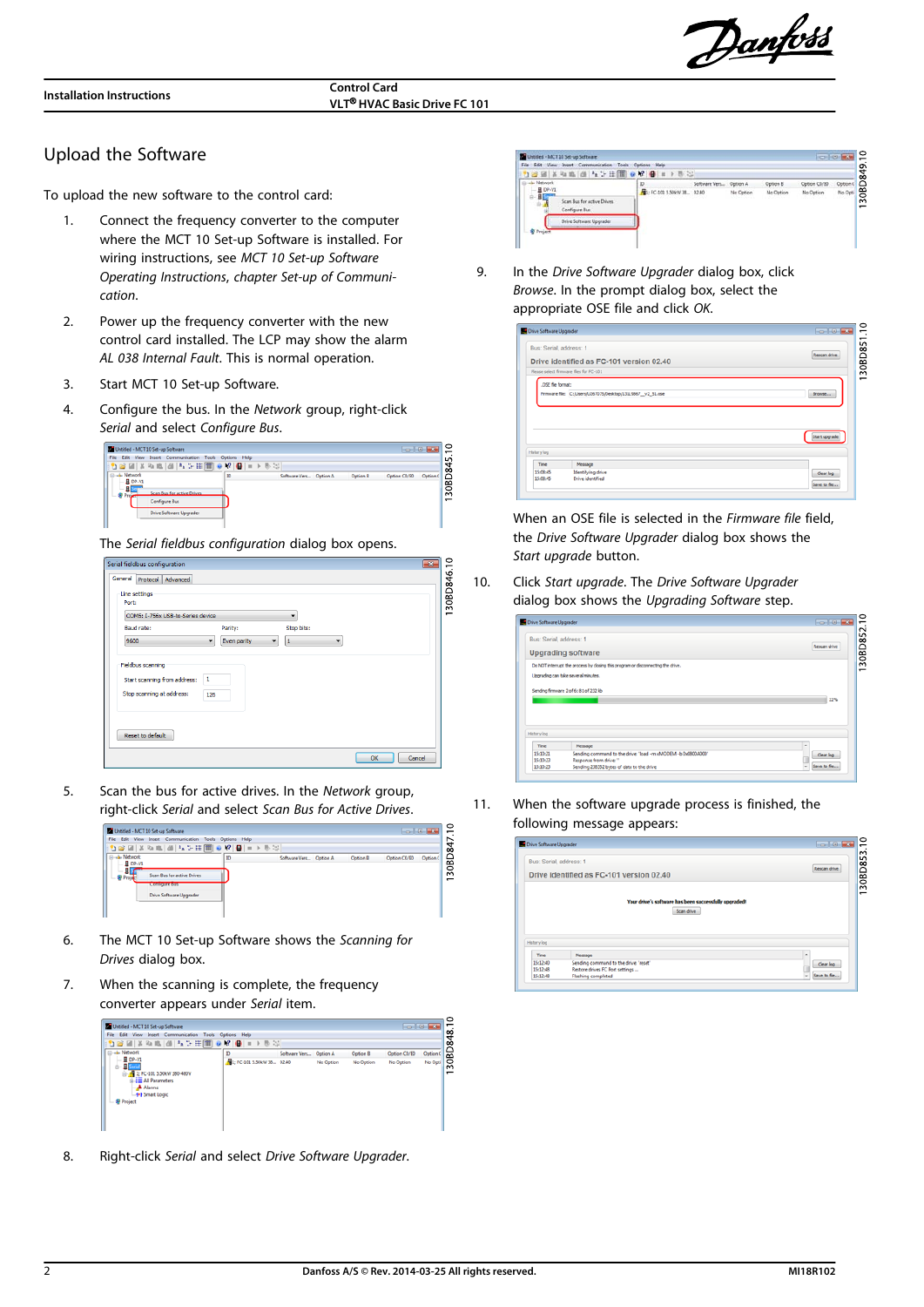## Upload the Software

To upload the new software to the control card:

1. Connect the frequency converter to the computer where the MCT 10 Set-up Software is installed. For wiring instructions, see *MCT 10 Set-up Software Operating Instructions, chapter Set-up of Communication.*

2. Power up the frequency converter with the new control card installed. The LCP may show the alarm *AL 038 Internal Fault*. This is normal operation.

3. Start MCT 10 Set-up Software.

4. Configure the bus. In the *Network* group, right-click *Serial* and select *Configure Bus*.

   130BD845.10

   The *Serial fieldbus configuration* dialog box opens.

   130BD846.10

5. Scan the bus for active drives. In the *Network* group, right-click *Serial* and select *Scan Bus for Active Drives*.

   130BD847.10

6. The MCT 10 Set-up Software shows the *Scanning for Drives* dialog box.

7. When the scanning is complete, the frequency converter appears under *Serial* item.

   130BD848.10

8. Right-click *Serial* and select *Drive Software Upgrader*.

   130BD849.10

9. In the *Drive Software Upgrader* dialog box, click *Browse*. In the prompt dialog box, select the appropriate OSE file and click *OK*.

   130BD851.10

   When an OSE file is selected in the *Firmware file* field, the *Drive Software Upgrader* dialog box shows the *Start upgrade* button.

10. Click *Start upgrade*. The *Drive Software Upgrader* dialog box shows the *Upgrading Software* step.

    130BD852.10

11. When the software upgrade process is finished, the following message appears:

    130BD853.10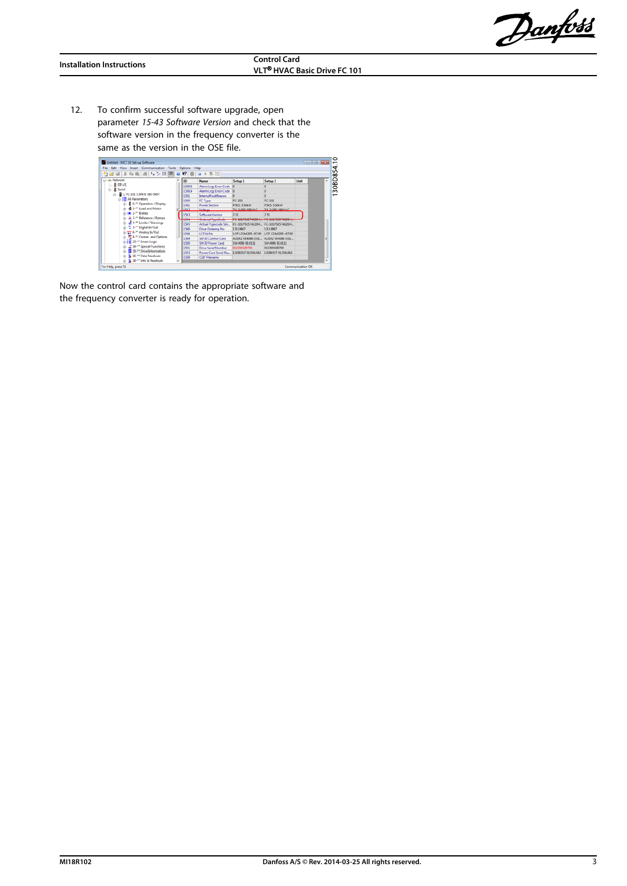12. To confirm successful software upgrade, open parameter *15-43 Software Version* and check that the software version in the frequency converter is the same as the version in the OSE file.

130BD854.10

Now the control card contains the appropriate software and the frequency converter is ready for operation.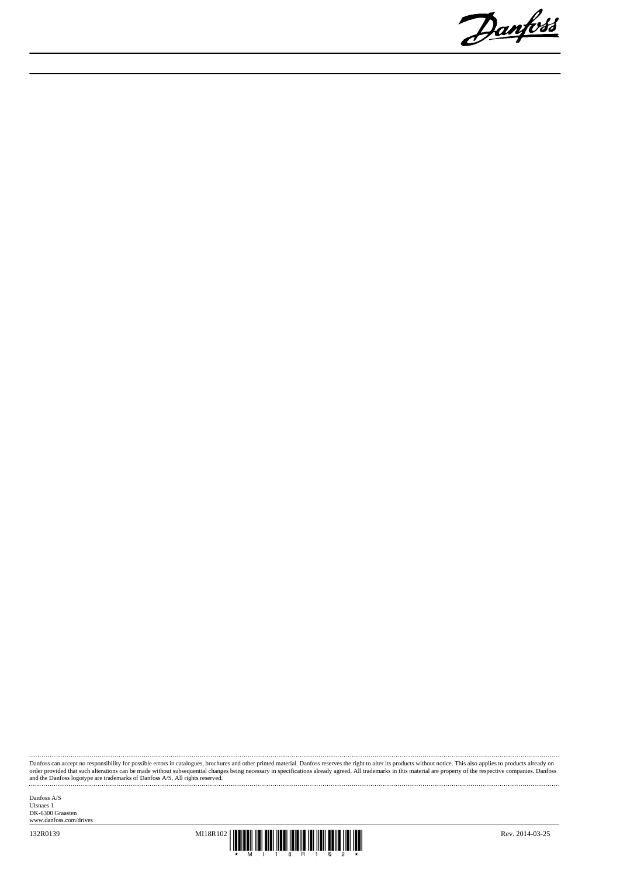Danfoss can accept no responsibility for possible errors in catalogues, brochures and other printed material. Danfoss reserves the right to alter its products without notice. This also applies to products already on order provided that such alterations can be made without subsequential changes being necessary in specifications already agreed. All trademarks in this material are property of the respective companies. Danfoss and the Danfoss logotype are trademarks of Danfoss A/S. All rights reserved.

Danfoss A/S
Ulsnaes 1
DK-6300 Graasten
www.danfoss.com/drives

132R0139

MI18R102

Rev. 2014-03-25